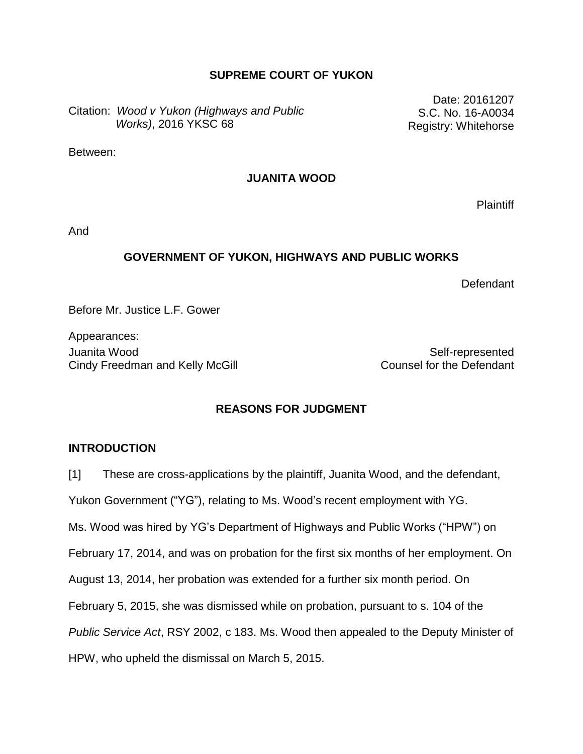## SUPREME COURT OF YUKON

Citation: *Wood v Yukon (Highways and Public Works)*, 2016 YKSC 68

Date: 20161207
S.C. No. 16-A0034
Registry: Whitehorse

Between:

**JUANITA WOOD**

Plaintiff

And

**GOVERNMENT OF YUKON, HIGHWAYS AND PUBLIC WORKS**

Defendant

Before Mr. Justice L.F. Gower

Appearances:

| | |
|---|---|
| Juanita Wood | Self-represented |
| Cindy Freedman and Kelly McGill | Counsel for the Defendant |

## REASONS FOR JUDGMENT

### INTRODUCTION

[1] These are cross-applications by the plaintiff, Juanita Wood, and the defendant, Yukon Government ("YG"), relating to Ms. Wood's recent employment with YG. Ms. Wood was hired by YG's Department of Highways and Public Works ("HPW") on February 17, 2014, and was on probation for the first six months of her employment. On August 13, 2014, her probation was extended for a further six month period. On February 5, 2015, she was dismissed while on probation, pursuant to s. 104 of the *Public Service Act*, RSY 2002, c 183. Ms. Wood then appealed to the Deputy Minister of HPW, who upheld the dismissal on March 5, 2015.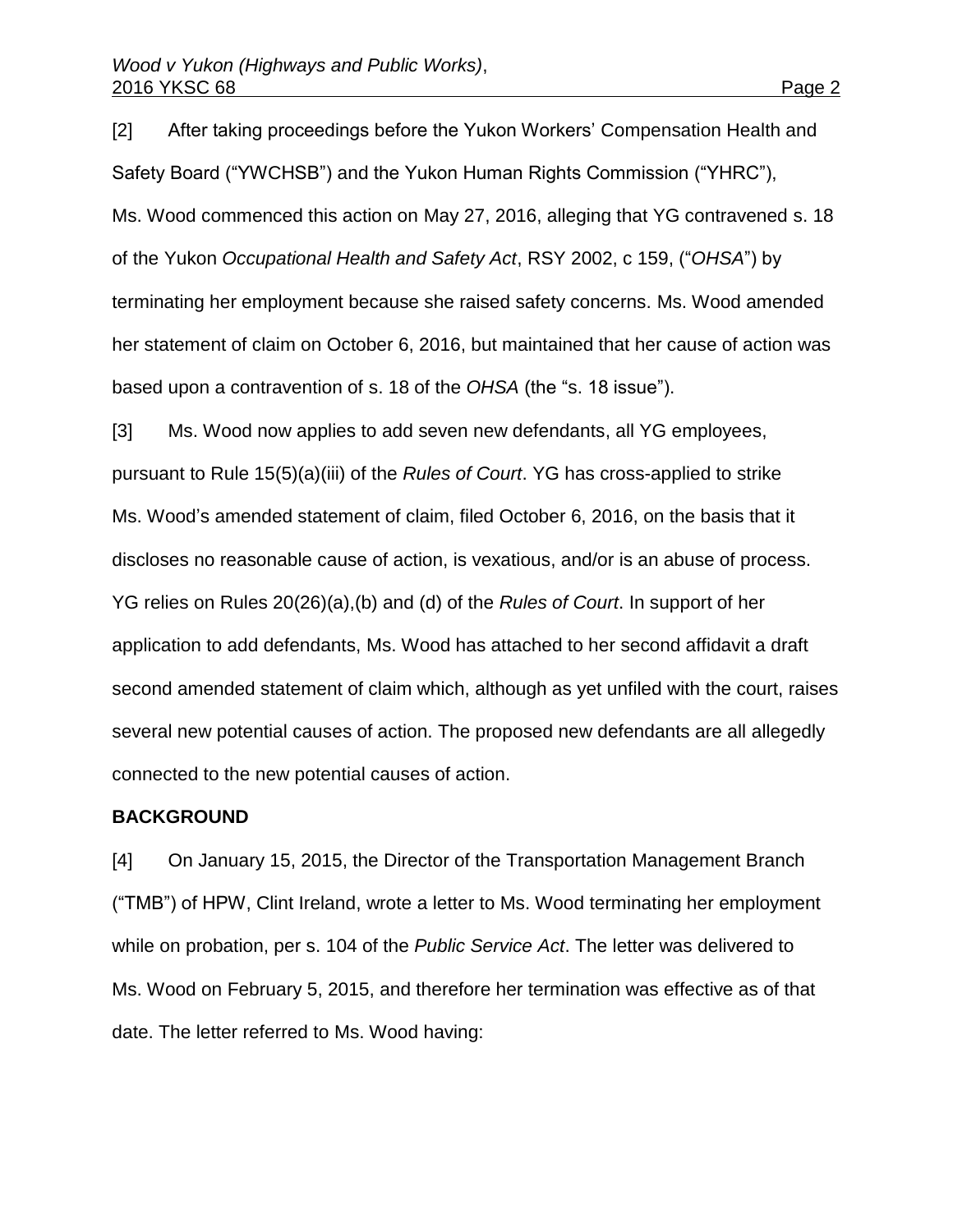[2] After taking proceedings before the Yukon Workers' Compensation Health and Safety Board ("YWCHSB") and the Yukon Human Rights Commission ("YHRC"), Ms. Wood commenced this action on May 27, 2016, alleging that YG contravened s. 18 of the Yukon *Occupational Health and Safety Act*, RSY 2002, c 159, ("*OHSA*") by terminating her employment because she raised safety concerns. Ms. Wood amended her statement of claim on October 6, 2016, but maintained that her cause of action was based upon a contravention of s. 18 of the *OHSA* (the "s. 18 issue").

[3] Ms. Wood now applies to add seven new defendants, all YG employees, pursuant to Rule 15(5)(a)(iii) of the *Rules of Court*. YG has cross-applied to strike Ms. Wood's amended statement of claim, filed October 6, 2016, on the basis that it discloses no reasonable cause of action, is vexatious, and/or is an abuse of process. YG relies on Rules 20(26)(a),(b) and (d) of the *Rules of Court*. In support of her application to add defendants, Ms. Wood has attached to her second affidavit a draft second amended statement of claim which, although as yet unfiled with the court, raises several new potential causes of action. The proposed new defendants are all allegedly connected to the new potential causes of action.

## BACKGROUND

[4] On January 15, 2015, the Director of the Transportation Management Branch ("TMB") of HPW, Clint Ireland, wrote a letter to Ms. Wood terminating her employment while on probation, per s. 104 of the *Public Service Act*. The letter was delivered to Ms. Wood on February 5, 2015, and therefore her termination was effective as of that date. The letter referred to Ms. Wood having: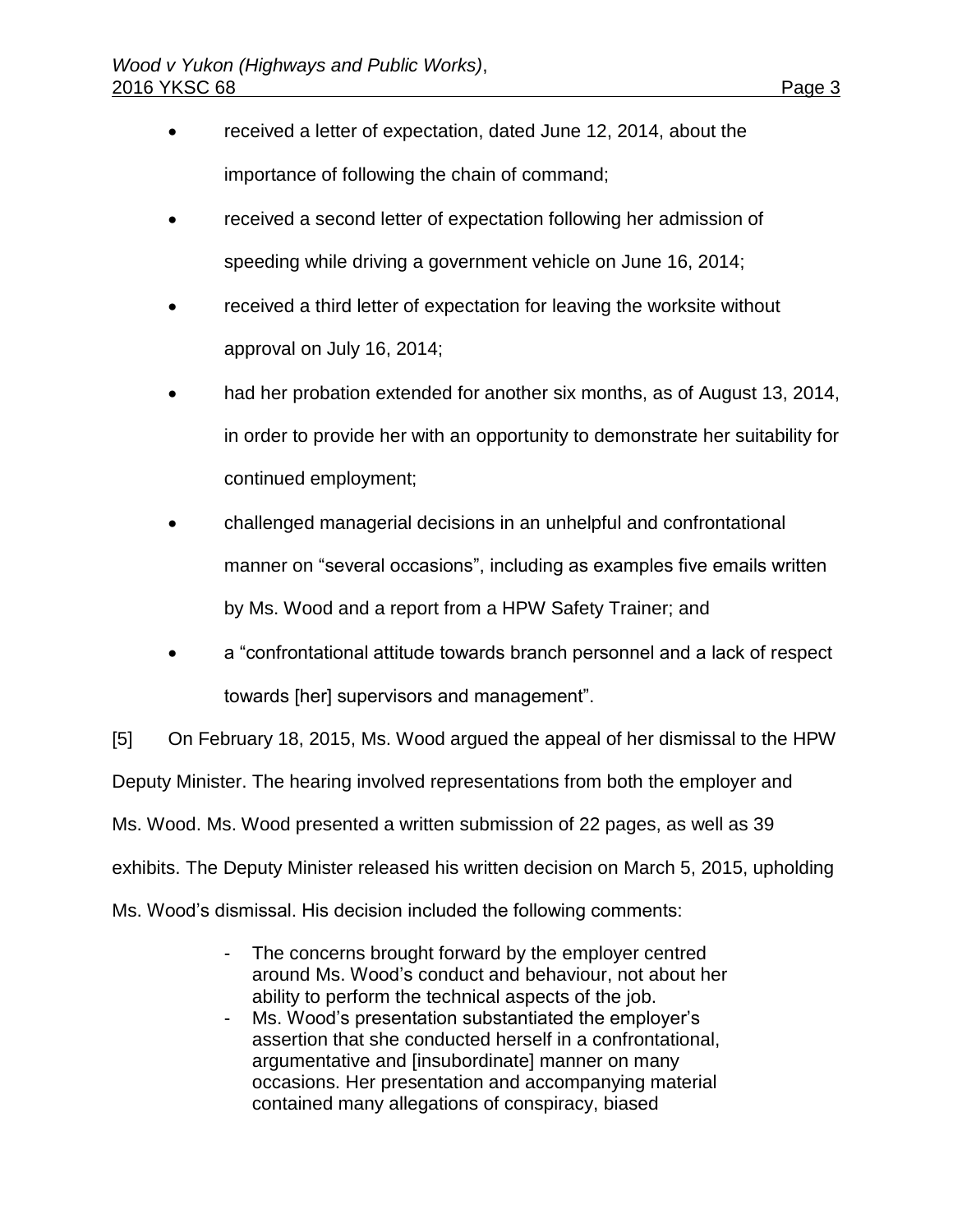- received a letter of expectation, dated June 12, 2014, about the importance of following the chain of command;
- received a second letter of expectation following her admission of speeding while driving a government vehicle on June 16, 2014;
- received a third letter of expectation for leaving the worksite without approval on July 16, 2014;
- had her probation extended for another six months, as of August 13, 2014, in order to provide her with an opportunity to demonstrate her suitability for continued employment;
- challenged managerial decisions in an unhelpful and confrontational manner on "several occasions", including as examples five emails written by Ms. Wood and a report from a HPW Safety Trainer; and
- a "confrontational attitude towards branch personnel and a lack of respect towards [her] supervisors and management".

[5] On February 18, 2015, Ms. Wood argued the appeal of her dismissal to the HPW Deputy Minister. The hearing involved representations from both the employer and Ms. Wood. Ms. Wood presented a written submission of 22 pages, as well as 39 exhibits. The Deputy Minister released his written decision on March 5, 2015, upholding Ms. Wood's dismissal. His decision included the following comments:

> - The concerns brought forward by the employer centred around Ms. Wood's conduct and behaviour, not about her ability to perform the technical aspects of the job.
> - Ms. Wood's presentation substantiated the employer's assertion that she conducted herself in a confrontational, argumentative and [insubordinate] manner on many occasions. Her presentation and accompanying material contained many allegations of conspiracy, biased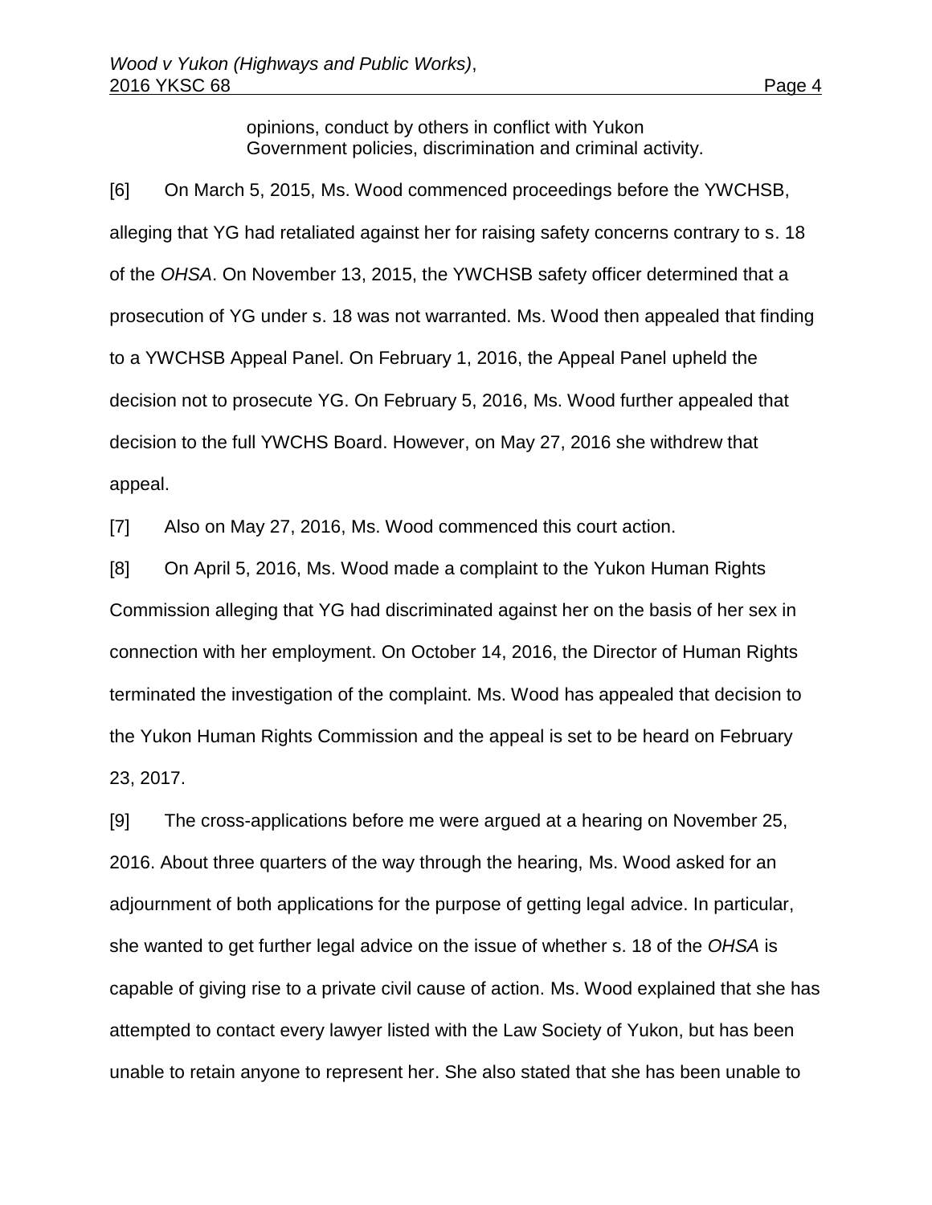> opinions, conduct by others in conflict with Yukon Government policies, discrimination and criminal activity.

[6] On March 5, 2015, Ms. Wood commenced proceedings before the YWCHSB, alleging that YG had retaliated against her for raising safety concerns contrary to s. 18 of the *OHSA*. On November 13, 2015, the YWCHSB safety officer determined that a prosecution of YG under s. 18 was not warranted. Ms. Wood then appealed that finding to a YWCHSB Appeal Panel. On February 1, 2016, the Appeal Panel upheld the decision not to prosecute YG. On February 5, 2016, Ms. Wood further appealed that decision to the full YWCHS Board. However, on May 27, 2016 she withdrew that appeal.

[7] Also on May 27, 2016, Ms. Wood commenced this court action.

[8] On April 5, 2016, Ms. Wood made a complaint to the Yukon Human Rights Commission alleging that YG had discriminated against her on the basis of her sex in connection with her employment. On October 14, 2016, the Director of Human Rights terminated the investigation of the complaint. Ms. Wood has appealed that decision to the Yukon Human Rights Commission and the appeal is set to be heard on February 23, 2017.

[9] The cross-applications before me were argued at a hearing on November 25, 2016. About three quarters of the way through the hearing, Ms. Wood asked for an adjournment of both applications for the purpose of getting legal advice. In particular, she wanted to get further legal advice on the issue of whether s. 18 of the *OHSA* is capable of giving rise to a private civil cause of action. Ms. Wood explained that she has attempted to contact every lawyer listed with the Law Society of Yukon, but has been unable to retain anyone to represent her. She also stated that she has been unable to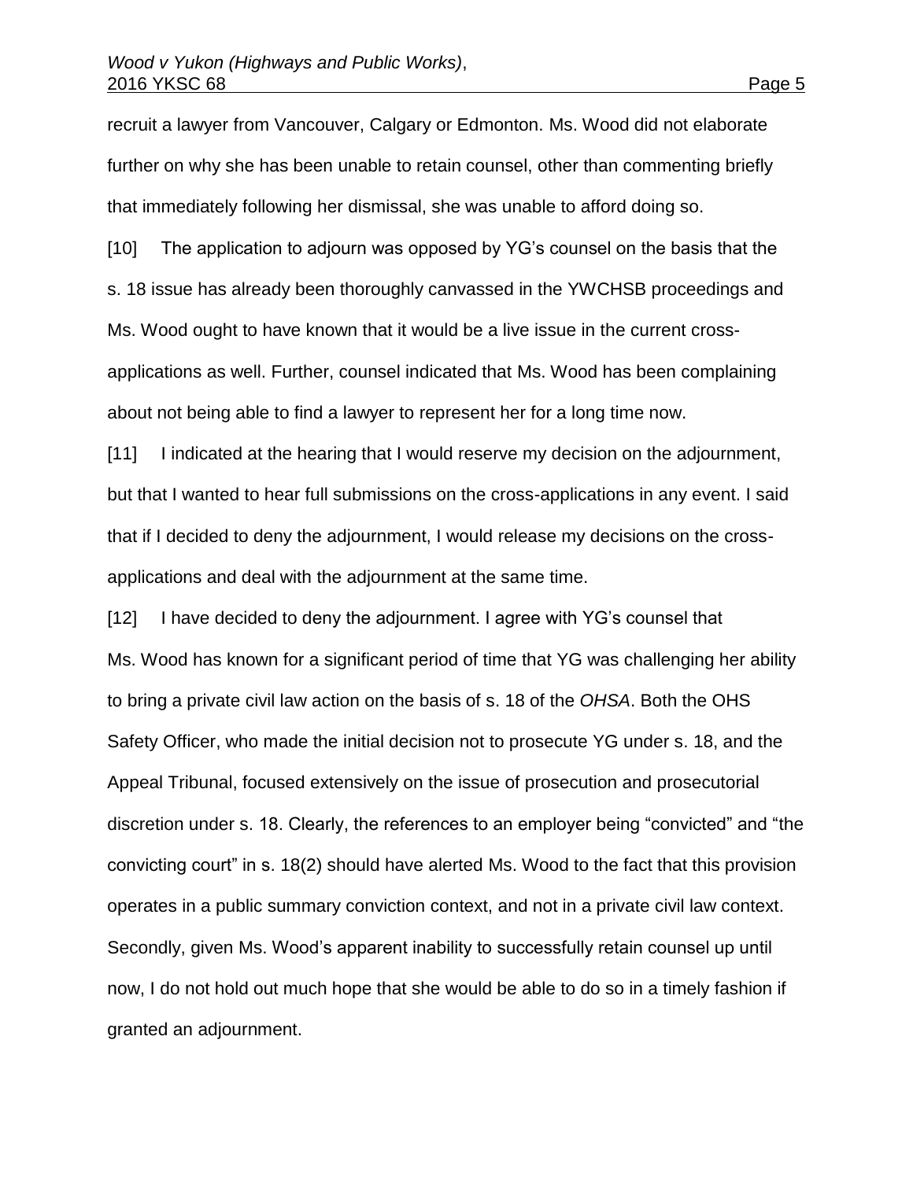recruit a lawyer from Vancouver, Calgary or Edmonton. Ms. Wood did not elaborate further on why she has been unable to retain counsel, other than commenting briefly that immediately following her dismissal, she was unable to afford doing so.

[10] The application to adjourn was opposed by YG's counsel on the basis that the s. 18 issue has already been thoroughly canvassed in the YWCHSB proceedings and Ms. Wood ought to have known that it would be a live issue in the current cross-applications as well. Further, counsel indicated that Ms. Wood has been complaining about not being able to find a lawyer to represent her for a long time now.

[11] I indicated at the hearing that I would reserve my decision on the adjournment, but that I wanted to hear full submissions on the cross-applications in any event. I said that if I decided to deny the adjournment, I would release my decisions on the cross-applications and deal with the adjournment at the same time.

[12] I have decided to deny the adjournment. I agree with YG's counsel that Ms. Wood has known for a significant period of time that YG was challenging her ability to bring a private civil law action on the basis of s. 18 of the *OHSA*. Both the OHS Safety Officer, who made the initial decision not to prosecute YG under s. 18, and the Appeal Tribunal, focused extensively on the issue of prosecution and prosecutorial discretion under s. 18. Clearly, the references to an employer being "convicted" and "the convicting court" in s. 18(2) should have alerted Ms. Wood to the fact that this provision operates in a public summary conviction context, and not in a private civil law context. Secondly, given Ms. Wood's apparent inability to successfully retain counsel up until now, I do not hold out much hope that she would be able to do so in a timely fashion if granted an adjournment.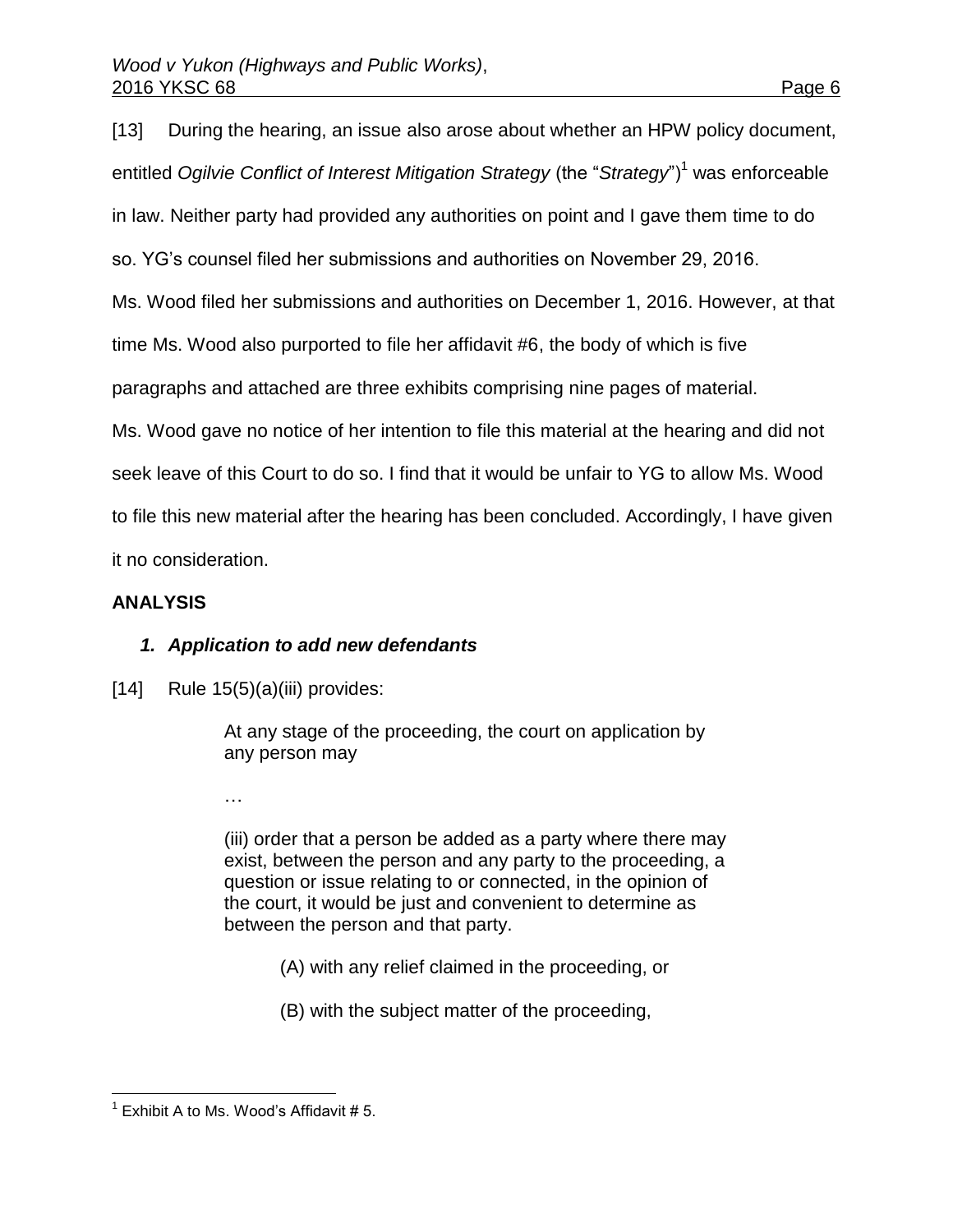[13] During the hearing, an issue also arose about whether an HPW policy document, entitled *Ogilvie Conflict of Interest Mitigation Strategy* (the "*Strategy*")[1] was enforceable in law. Neither party had provided any authorities on point and I gave them time to do so. YG's counsel filed her submissions and authorities on November 29, 2016. Ms. Wood filed her submissions and authorities on December 1, 2016. However, at that time Ms. Wood also purported to file her affidavit #6, the body of which is five paragraphs and attached are three exhibits comprising nine pages of material. Ms. Wood gave no notice of her intention to file this material at the hearing and did not seek leave of this Court to do so. I find that it would be unfair to YG to allow Ms. Wood to file this new material after the hearing has been concluded. Accordingly, I have given it no consideration.

## ANALYSIS

### *1. Application to add new defendants*

[14] Rule 15(5)(a)(iii) provides:

> At any stage of the proceeding, the court on application by any person may
>
> …
>
> (iii) order that a person be added as a party where there may exist, between the person and any party to the proceeding, a question or issue relating to or connected, in the opinion of the court, it would be just and convenient to determine as between the person and that party.
>
> > (A) with any relief claimed in the proceeding, or
> >
> > (B) with the subject matter of the proceeding,

---

[1] Exhibit A to Ms. Wood's Affidavit # 5.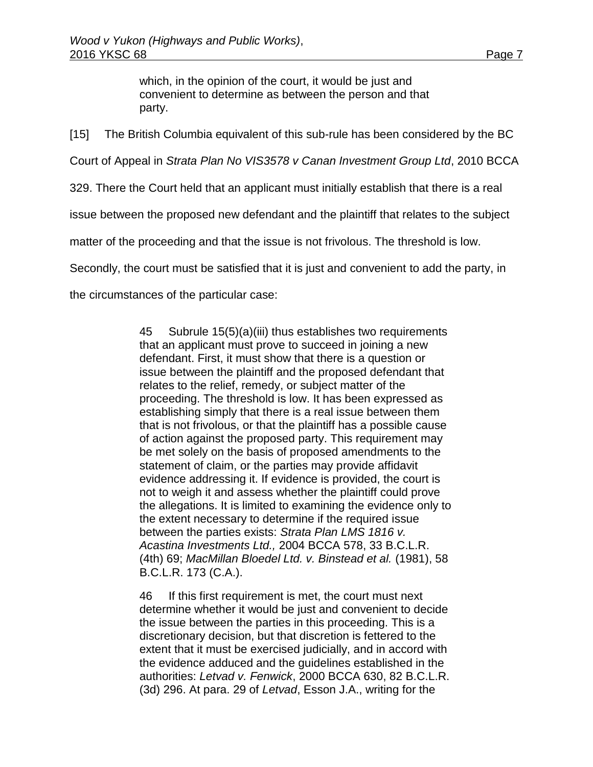> which, in the opinion of the court, it would be just and convenient to determine as between the person and that party.

[15] The British Columbia equivalent of this sub-rule has been considered by the BC Court of Appeal in *Strata Plan No VIS3578 v Canan Investment Group Ltd*, 2010 BCCA 329. There the Court held that an applicant must initially establish that there is a real issue between the proposed new defendant and the plaintiff that relates to the subject matter of the proceeding and that the issue is not frivolous. The threshold is low. Secondly, the court must be satisfied that it is just and convenient to add the party, in the circumstances of the particular case:

> 45 Subrule 15(5)(a)(iii) thus establishes two requirements that an applicant must prove to succeed in joining a new defendant. First, it must show that there is a question or issue between the plaintiff and the proposed defendant that relates to the relief, remedy, or subject matter of the proceeding. The threshold is low. It has been expressed as establishing simply that there is a real issue between them that is not frivolous, or that the plaintiff has a possible cause of action against the proposed party. This requirement may be met solely on the basis of proposed amendments to the statement of claim, or the parties may provide affidavit evidence addressing it. If evidence is provided, the court is not to weigh it and assess whether the plaintiff could prove the allegations. It is limited to examining the evidence only to the extent necessary to determine if the required issue between the parties exists: *Strata Plan LMS 1816 v. Acastina Investments Ltd.,* 2004 BCCA 578, 33 B.C.L.R. (4th) 69; *MacMillan Bloedel Ltd. v. Binstead et al.* (1981), 58 B.C.L.R. 173 (C.A.).
>
> 46 If this first requirement is met, the court must next determine whether it would be just and convenient to decide the issue between the parties in this proceeding. This is a discretionary decision, but that discretion is fettered to the extent that it must be exercised judicially, and in accord with the evidence adduced and the guidelines established in the authorities: *Letvad v. Fenwick*, 2000 BCCA 630, 82 B.C.L.R. (3d) 296. At para. 29 of *Letvad*, Esson J.A., writing for the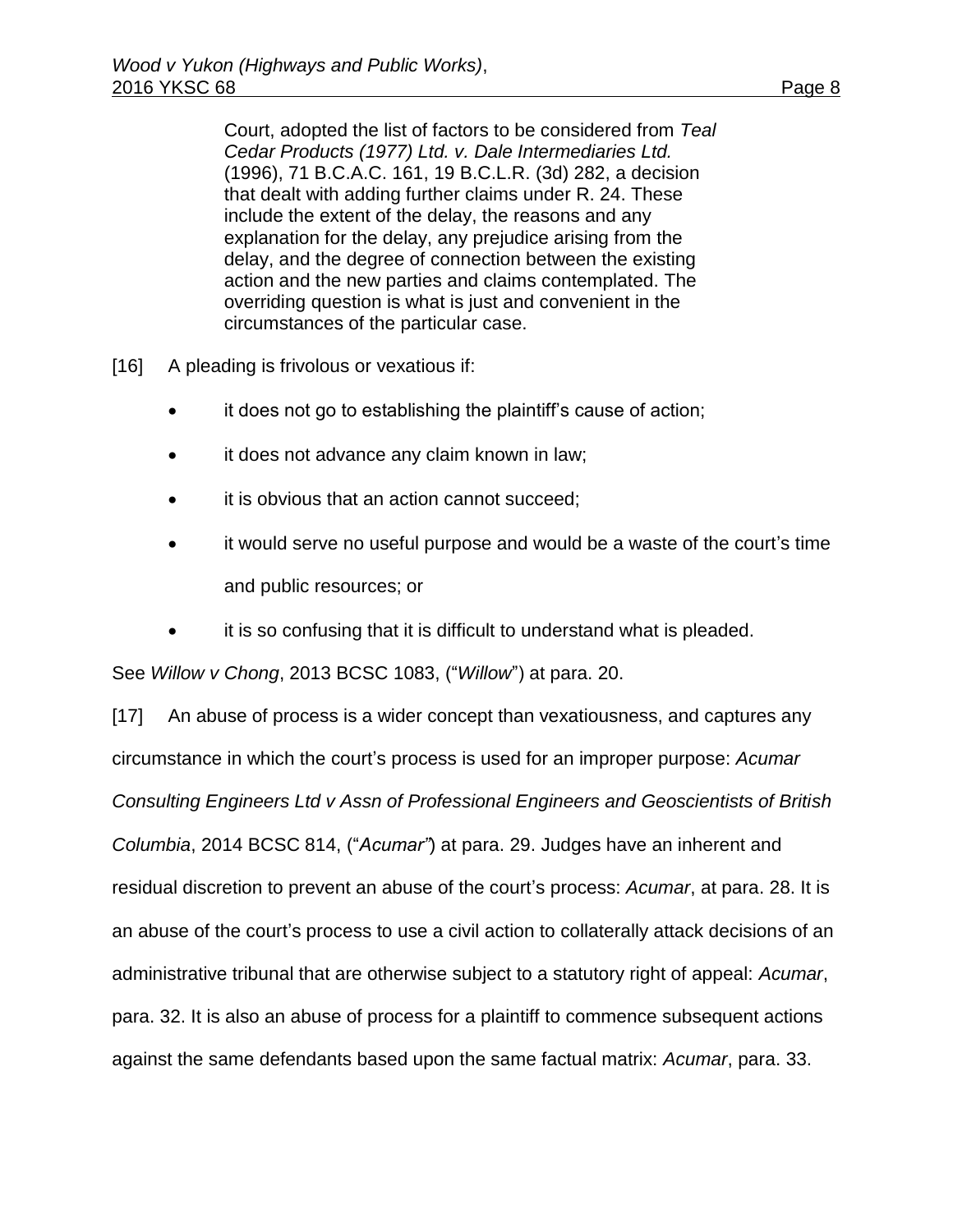> Court, adopted the list of factors to be considered from *Teal Cedar Products (1977) Ltd. v. Dale Intermediaries Ltd.* (1996), 71 B.C.A.C. 161, 19 B.C.L.R. (3d) 282, a decision that dealt with adding further claims under R. 24. These include the extent of the delay, the reasons and any explanation for the delay, any prejudice arising from the delay, and the degree of connection between the existing action and the new parties and claims contemplated. The overriding question is what is just and convenient in the circumstances of the particular case.

[16] A pleading is frivolous or vexatious if:

- it does not go to establishing the plaintiff's cause of action;
- it does not advance any claim known in law;
- it is obvious that an action cannot succeed;
- it would serve no useful purpose and would be a waste of the court's time and public resources; or
- it is so confusing that it is difficult to understand what is pleaded.

See *Willow v Chong*, 2013 BCSC 1083, ("*Willow*") at para. 20.

[17] An abuse of process is a wider concept than vexatiousness, and captures any circumstance in which the court's process is used for an improper purpose: *Acumar Consulting Engineers Ltd v Assn of Professional Engineers and Geoscientists of British Columbia*, 2014 BCSC 814, ("*Acumar*") at para. 29. Judges have an inherent and residual discretion to prevent an abuse of the court's process: *Acumar*, at para. 28. It is an abuse of the court's process to use a civil action to collaterally attack decisions of an administrative tribunal that are otherwise subject to a statutory right of appeal: *Acumar*, para. 32. It is also an abuse of process for a plaintiff to commence subsequent actions against the same defendants based upon the same factual matrix: *Acumar*, para. 33.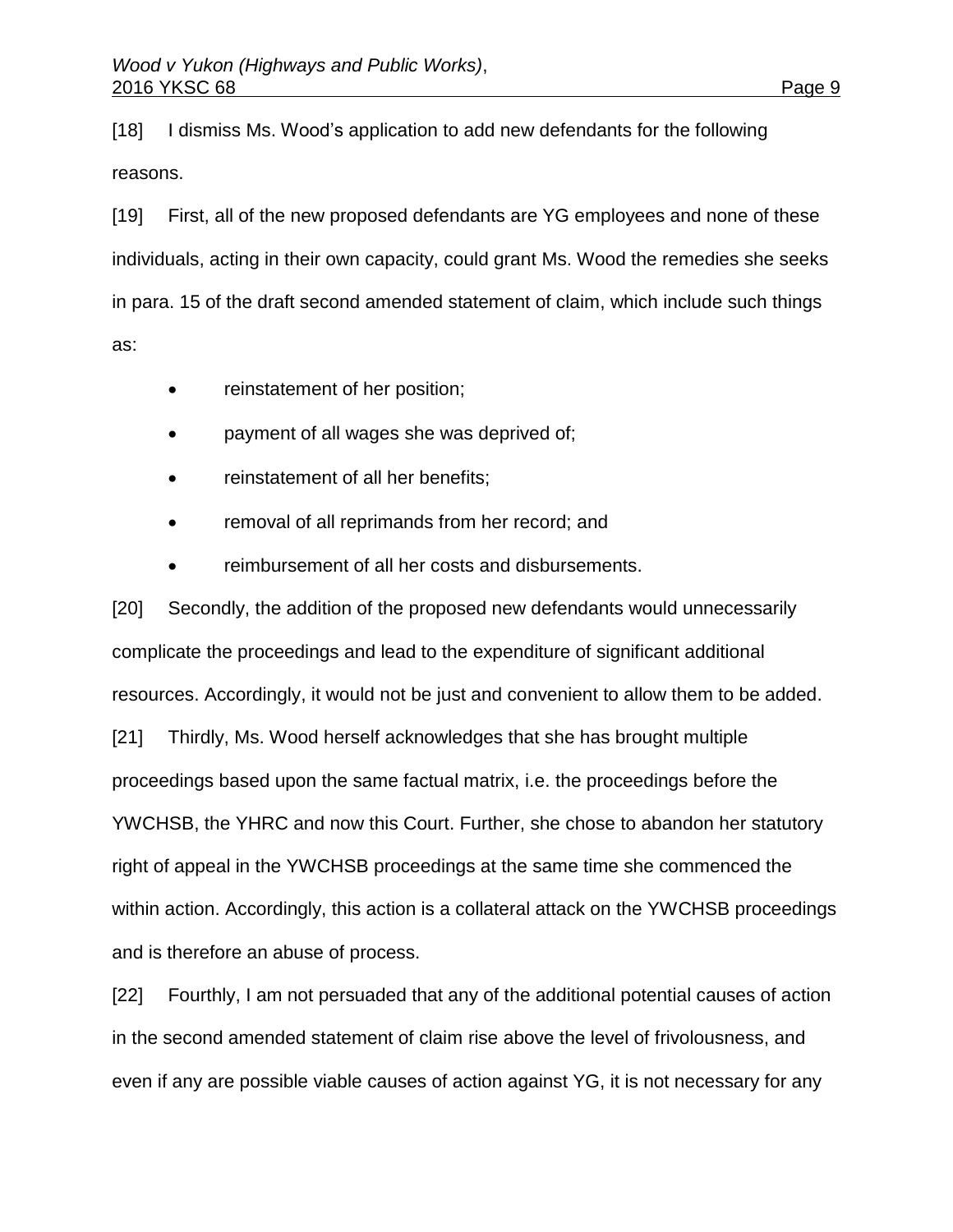[18] I dismiss Ms. Wood's application to add new defendants for the following reasons.

[19] First, all of the new proposed defendants are YG employees and none of these individuals, acting in their own capacity, could grant Ms. Wood the remedies she seeks in para. 15 of the draft second amended statement of claim, which include such things as:

- reinstatement of her position;
- payment of all wages she was deprived of;
- reinstatement of all her benefits;
- removal of all reprimands from her record; and
- reimbursement of all her costs and disbursements.

[20] Secondly, the addition of the proposed new defendants would unnecessarily complicate the proceedings and lead to the expenditure of significant additional resources. Accordingly, it would not be just and convenient to allow them to be added.

[21] Thirdly, Ms. Wood herself acknowledges that she has brought multiple proceedings based upon the same factual matrix, i.e. the proceedings before the YWCHSB, the YHRC and now this Court. Further, she chose to abandon her statutory right of appeal in the YWCHSB proceedings at the same time she commenced the within action. Accordingly, this action is a collateral attack on the YWCHSB proceedings and is therefore an abuse of process.

[22] Fourthly, I am not persuaded that any of the additional potential causes of action in the second amended statement of claim rise above the level of frivolousness, and even if any are possible viable causes of action against YG, it is not necessary for any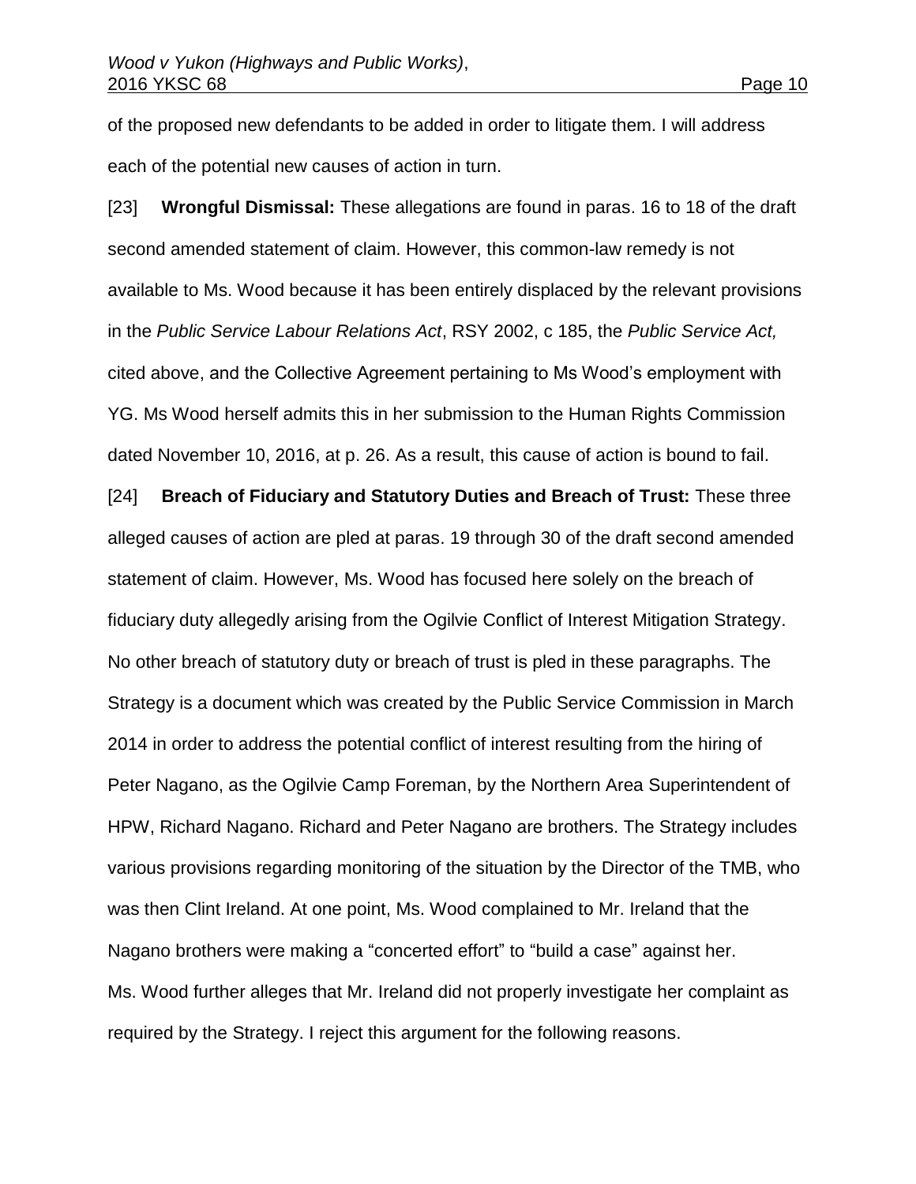of the proposed new defendants to be added in order to litigate them. I will address each of the potential new causes of action in turn.

[23] **Wrongful Dismissal:** These allegations are found in paras. 16 to 18 of the draft second amended statement of claim. However, this common-law remedy is not available to Ms. Wood because it has been entirely displaced by the relevant provisions in the *Public Service Labour Relations Act*, RSY 2002, c 185, the *Public Service Act,* cited above, and the Collective Agreement pertaining to Ms Wood's employment with YG. Ms Wood herself admits this in her submission to the Human Rights Commission dated November 10, 2016, at p. 26. As a result, this cause of action is bound to fail.

[24] **Breach of Fiduciary and Statutory Duties and Breach of Trust:** These three alleged causes of action are pled at paras. 19 through 30 of the draft second amended statement of claim. However, Ms. Wood has focused here solely on the breach of fiduciary duty allegedly arising from the Ogilvie Conflict of Interest Mitigation Strategy. No other breach of statutory duty or breach of trust is pled in these paragraphs. The Strategy is a document which was created by the Public Service Commission in March 2014 in order to address the potential conflict of interest resulting from the hiring of Peter Nagano, as the Ogilvie Camp Foreman, by the Northern Area Superintendent of HPW, Richard Nagano. Richard and Peter Nagano are brothers. The Strategy includes various provisions regarding monitoring of the situation by the Director of the TMB, who was then Clint Ireland. At one point, Ms. Wood complained to Mr. Ireland that the Nagano brothers were making a "concerted effort" to "build a case" against her. Ms. Wood further alleges that Mr. Ireland did not properly investigate her complaint as required by the Strategy. I reject this argument for the following reasons.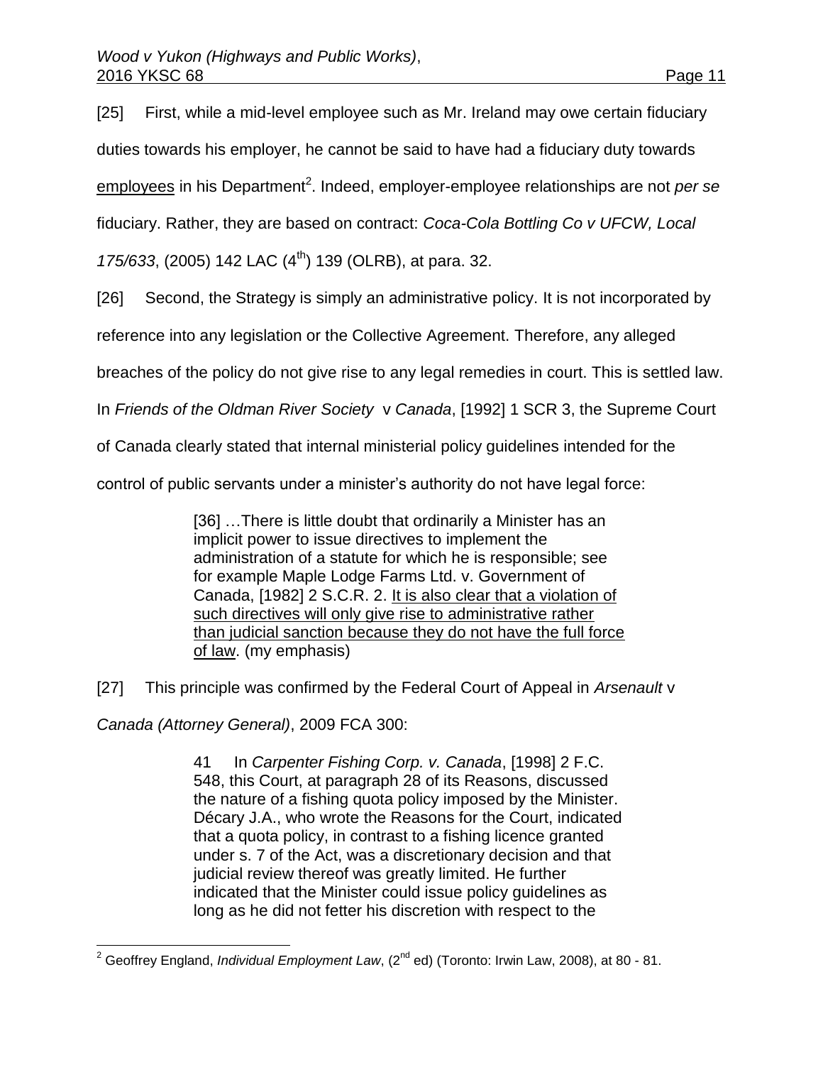[25] First, while a mid-level employee such as Mr. Ireland may owe certain fiduciary duties towards his employer, he cannot be said to have had a fiduciary duty towards <u>employees</u> in his Department[2]. Indeed, employer-employee relationships are not *per se* fiduciary. Rather, they are based on contract: *Coca-Cola Bottling Co v UFCW, Local 175/633*, (2005) 142 LAC (4th) 139 (OLRB), at para. 32.

[26] Second, the Strategy is simply an administrative policy. It is not incorporated by reference into any legislation or the Collective Agreement. Therefore, any alleged breaches of the policy do not give rise to any legal remedies in court. This is settled law. In *Friends of the Oldman River Society* v *Canada*, [1992] 1 SCR 3, the Supreme Court of Canada clearly stated that internal ministerial policy guidelines intended for the control of public servants under a minister's authority do not have legal force:

> [36] …There is little doubt that ordinarily a Minister has an implicit power to issue directives to implement the administration of a statute for which he is responsible; see for example Maple Lodge Farms Ltd. v. Government of Canada, [1982] 2 S.C.R. 2. <u>It is also clear that a violation of such directives will only give rise to administrative rather than judicial sanction because they do not have the full force of law</u>. (my emphasis)

[27] This principle was confirmed by the Federal Court of Appeal in *Arsenault* v *Canada (Attorney General)*, 2009 FCA 300:

> 41 In *Carpenter Fishing Corp. v. Canada*, [1998] 2 F.C. 548, this Court, at paragraph 28 of its Reasons, discussed the nature of a fishing quota policy imposed by the Minister. Décary J.A., who wrote the Reasons for the Court, indicated that a quota policy, in contrast to a fishing licence granted under s. 7 of the Act, was a discretionary decision and that judicial review thereof was greatly limited. He further indicated that the Minister could issue policy guidelines as long as he did not fetter his discretion with respect to the

---

[2] Geoffrey England, *Individual Employment Law*, (2nd ed) (Toronto: Irwin Law, 2008), at 80 - 81.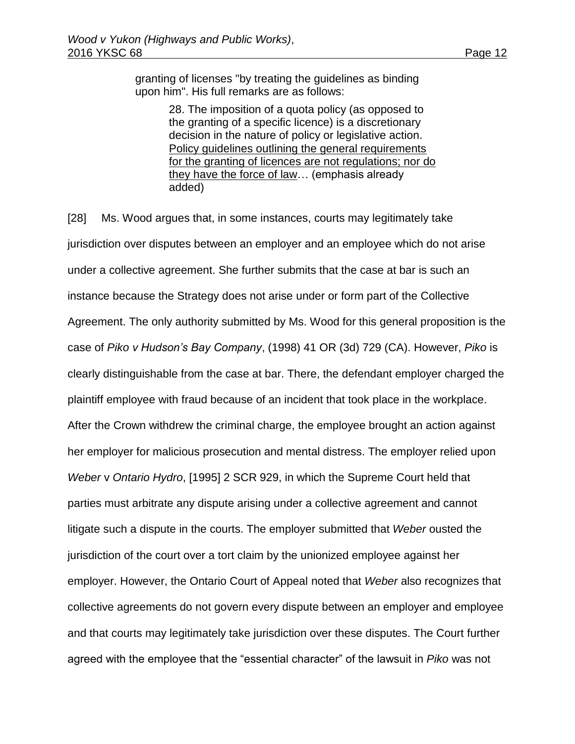granting of licenses "by treating the guidelines as binding upon him". His full remarks are as follows:

> 28. The imposition of a quota policy (as opposed to the granting of a specific licence) is a discretionary decision in the nature of policy or legislative action. <u>Policy guidelines outlining the general requirements for the granting of licences are not regulations; nor do they have the force of law</u>… (emphasis already added)

[28] Ms. Wood argues that, in some instances, courts may legitimately take jurisdiction over disputes between an employer and an employee which do not arise under a collective agreement. She further submits that the case at bar is such an instance because the Strategy does not arise under or form part of the Collective Agreement. The only authority submitted by Ms. Wood for this general proposition is the case of *Piko v Hudson's Bay Company*, (1998) 41 OR (3d) 729 (CA). However, *Piko* is clearly distinguishable from the case at bar. There, the defendant employer charged the plaintiff employee with fraud because of an incident that took place in the workplace. After the Crown withdrew the criminal charge, the employee brought an action against her employer for malicious prosecution and mental distress. The employer relied upon *Weber* v *Ontario Hydro*, [1995] 2 SCR 929, in which the Supreme Court held that parties must arbitrate any dispute arising under a collective agreement and cannot litigate such a dispute in the courts. The employer submitted that *Weber* ousted the jurisdiction of the court over a tort claim by the unionized employee against her employer. However, the Ontario Court of Appeal noted that *Weber* also recognizes that collective agreements do not govern every dispute between an employer and employee and that courts may legitimately take jurisdiction over these disputes. The Court further agreed with the employee that the "essential character" of the lawsuit in *Piko* was not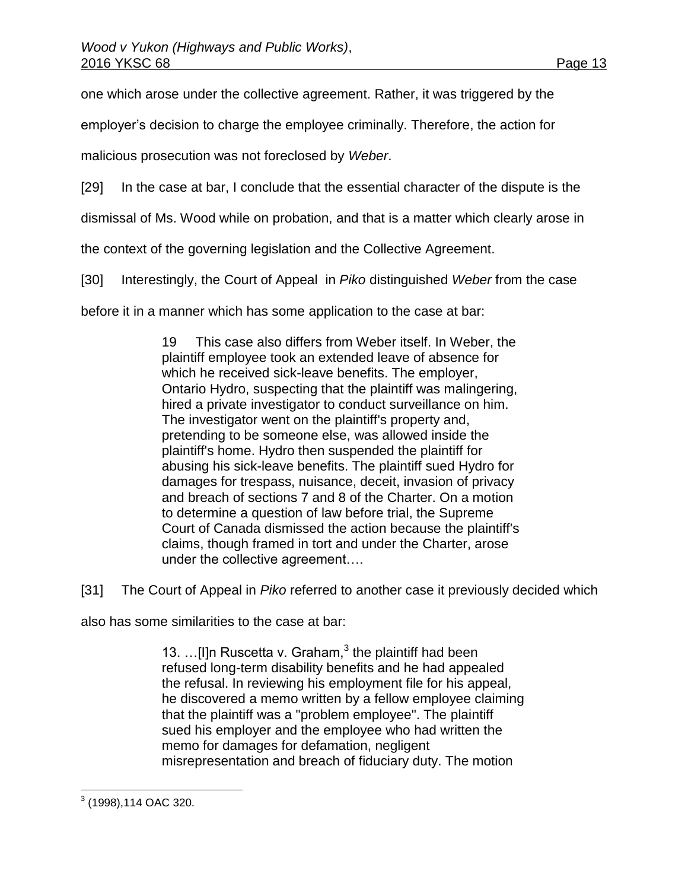one which arose under the collective agreement. Rather, it was triggered by the employer's decision to charge the employee criminally. Therefore, the action for malicious prosecution was not foreclosed by *Weber*.

[29] In the case at bar, I conclude that the essential character of the dispute is the dismissal of Ms. Wood while on probation, and that is a matter which clearly arose in the context of the governing legislation and the Collective Agreement.

[30] Interestingly, the Court of Appeal in *Piko* distinguished *Weber* from the case before it in a manner which has some application to the case at bar:

> 19 This case also differs from Weber itself. In Weber, the plaintiff employee took an extended leave of absence for which he received sick-leave benefits. The employer, Ontario Hydro, suspecting that the plaintiff was malingering, hired a private investigator to conduct surveillance on him. The investigator went on the plaintiff's property and, pretending to be someone else, was allowed inside the plaintiff's home. Hydro then suspended the plaintiff for abusing his sick-leave benefits. The plaintiff sued Hydro for damages for trespass, nuisance, deceit, invasion of privacy and breach of sections 7 and 8 of the Charter. On a motion to determine a question of law before trial, the Supreme Court of Canada dismissed the action because the plaintiff's claims, though framed in tort and under the Charter, arose under the collective agreement….

[31] The Court of Appeal in *Piko* referred to another case it previously decided which also has some similarities to the case at bar:

> 13. …[I]n Ruscetta v. Graham,[3] the plaintiff had been refused long-term disability benefits and he had appealed the refusal. In reviewing his employment file for his appeal, he discovered a memo written by a fellow employee claiming that the plaintiff was a "problem employee". The plaintiff sued his employer and the employee who had written the memo for damages for defamation, negligent misrepresentation and breach of fiduciary duty. The motion

---

[3] (1998),114 OAC 320.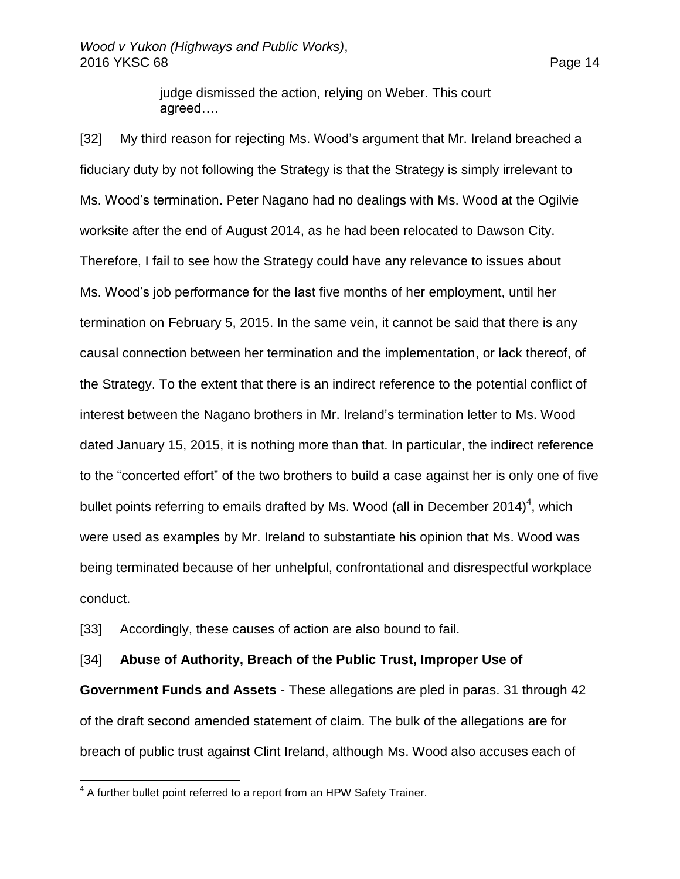> judge dismissed the action, relying on Weber. This court agreed….

[32] My third reason for rejecting Ms. Wood's argument that Mr. Ireland breached a fiduciary duty by not following the Strategy is that the Strategy is simply irrelevant to Ms. Wood's termination. Peter Nagano had no dealings with Ms. Wood at the Ogilvie worksite after the end of August 2014, as he had been relocated to Dawson City. Therefore, I fail to see how the Strategy could have any relevance to issues about Ms. Wood's job performance for the last five months of her employment, until her termination on February 5, 2015. In the same vein, it cannot be said that there is any causal connection between her termination and the implementation, or lack thereof, of the Strategy. To the extent that there is an indirect reference to the potential conflict of interest between the Nagano brothers in Mr. Ireland's termination letter to Ms. Wood dated January 15, 2015, it is nothing more than that. In particular, the indirect reference to the "concerted effort" of the two brothers to build a case against her is only one of five bullet points referring to emails drafted by Ms. Wood (all in December 2014)[4], which were used as examples by Mr. Ireland to substantiate his opinion that Ms. Wood was being terminated because of her unhelpful, confrontational and disrespectful workplace conduct.

[33] Accordingly, these causes of action are also bound to fail.

[34] **Abuse of Authority, Breach of the Public Trust, Improper Use of Government Funds and Assets** - These allegations are pled in paras. 31 through 42 of the draft second amended statement of claim. The bulk of the allegations are for breach of public trust against Clint Ireland, although Ms. Wood also accuses each of

[4] A further bullet point referred to a report from an HPW Safety Trainer.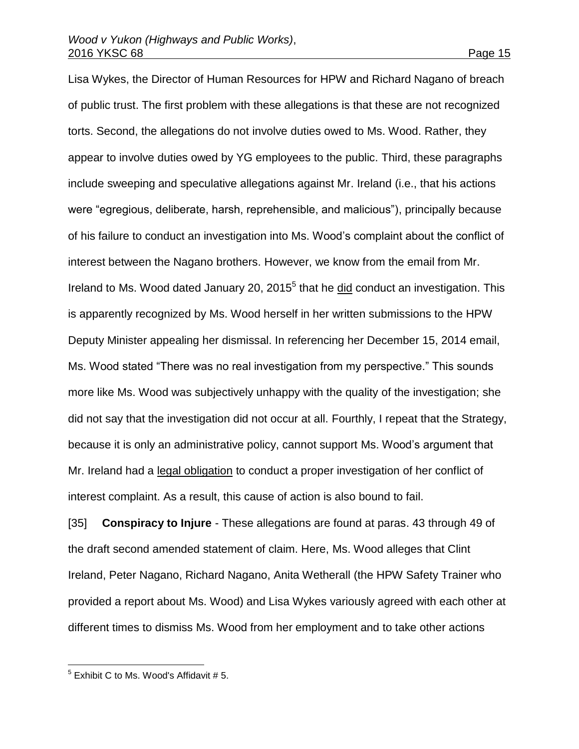Lisa Wykes, the Director of Human Resources for HPW and Richard Nagano of breach of public trust. The first problem with these allegations is that these are not recognized torts. Second, the allegations do not involve duties owed to Ms. Wood. Rather, they appear to involve duties owed by YG employees to the public. Third, these paragraphs include sweeping and speculative allegations against Mr. Ireland (i.e., that his actions were "egregious, deliberate, harsh, reprehensible, and malicious"), principally because of his failure to conduct an investigation into Ms. Wood's complaint about the conflict of interest between the Nagano brothers. However, we know from the email from Mr. Ireland to Ms. Wood dated January 20, 2015[5] that he did conduct an investigation. This is apparently recognized by Ms. Wood herself in her written submissions to the HPW Deputy Minister appealing her dismissal. In referencing her December 15, 2014 email, Ms. Wood stated "There was no real investigation from my perspective." This sounds more like Ms. Wood was subjectively unhappy with the quality of the investigation; she did not say that the investigation did not occur at all. Fourthly, I repeat that the Strategy, because it is only an administrative policy, cannot support Ms. Wood's argument that Mr. Ireland had a legal obligation to conduct a proper investigation of her conflict of interest complaint. As a result, this cause of action is also bound to fail.

[35] **Conspiracy to Injure** - These allegations are found at paras. 43 through 49 of the draft second amended statement of claim. Here, Ms. Wood alleges that Clint Ireland, Peter Nagano, Richard Nagano, Anita Wetherall (the HPW Safety Trainer who provided a report about Ms. Wood) and Lisa Wykes variously agreed with each other at different times to dismiss Ms. Wood from her employment and to take other actions

[5] Exhibit C to Ms. Wood's Affidavit # 5.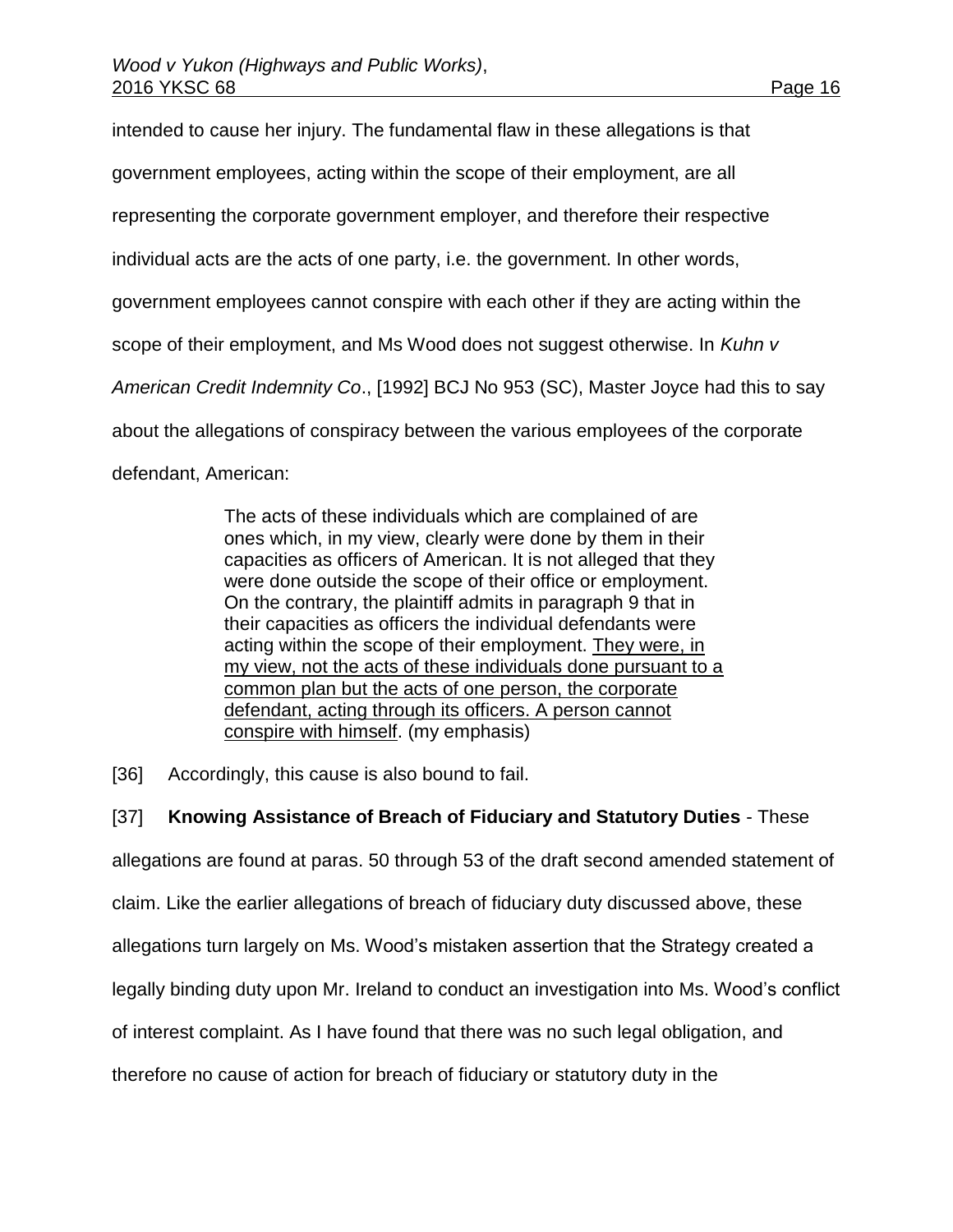intended to cause her injury. The fundamental flaw in these allegations is that government employees, acting within the scope of their employment, are all representing the corporate government employer, and therefore their respective individual acts are the acts of one party, i.e. the government. In other words, government employees cannot conspire with each other if they are acting within the scope of their employment, and Ms Wood does not suggest otherwise. In *Kuhn v American Credit Indemnity Co*., [1992] BCJ No 953 (SC), Master Joyce had this to say about the allegations of conspiracy between the various employees of the corporate defendant, American:

> The acts of these individuals which are complained of are ones which, in my view, clearly were done by them in their capacities as officers of American. It is not alleged that they were done outside the scope of their office or employment. On the contrary, the plaintiff admits in paragraph 9 that in their capacities as officers the individual defendants were acting within the scope of their employment. <u>They were, in my view, not the acts of these individuals done pursuant to a common plan but the acts of one person, the corporate defendant, acting through its officers. A person cannot conspire with himself</u>. (my emphasis)

[36] Accordingly, this cause is also bound to fail.

[37] **Knowing Assistance of Breach of Fiduciary and Statutory Duties** - These allegations are found at paras. 50 through 53 of the draft second amended statement of claim. Like the earlier allegations of breach of fiduciary duty discussed above, these allegations turn largely on Ms. Wood's mistaken assertion that the Strategy created a legally binding duty upon Mr. Ireland to conduct an investigation into Ms. Wood's conflict of interest complaint. As I have found that there was no such legal obligation, and therefore no cause of action for breach of fiduciary or statutory duty in the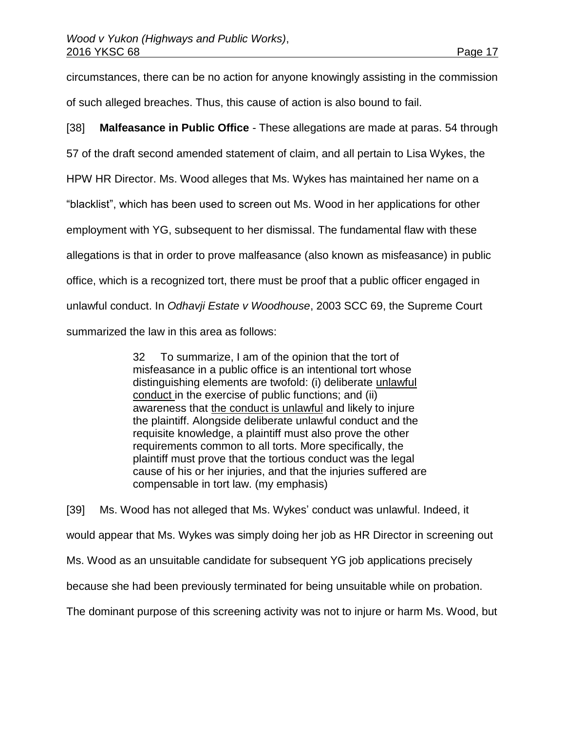circumstances, there can be no action for anyone knowingly assisting in the commission of such alleged breaches. Thus, this cause of action is also bound to fail.

[38] **Malfeasance in Public Office** - These allegations are made at paras. 54 through 57 of the draft second amended statement of claim, and all pertain to Lisa Wykes, the HPW HR Director. Ms. Wood alleges that Ms. Wykes has maintained her name on a "blacklist", which has been used to screen out Ms. Wood in her applications for other employment with YG, subsequent to her dismissal. The fundamental flaw with these allegations is that in order to prove malfeasance (also known as misfeasance) in public office, which is a recognized tort, there must be proof that a public officer engaged in unlawful conduct. In *Odhavji Estate v Woodhouse*, 2003 SCC 69, the Supreme Court summarized the law in this area as follows:

> 32 To summarize, I am of the opinion that the tort of misfeasance in a public office is an intentional tort whose distinguishing elements are twofold: (i) deliberate <u>unlawful conduct</u> in the exercise of public functions; and (ii) awareness that <u>the conduct is unlawful</u> and likely to injure the plaintiff. Alongside deliberate unlawful conduct and the requisite knowledge, a plaintiff must also prove the other requirements common to all torts. More specifically, the plaintiff must prove that the tortious conduct was the legal cause of his or her injuries, and that the injuries suffered are compensable in tort law. (my emphasis)

[39] Ms. Wood has not alleged that Ms. Wykes' conduct was unlawful. Indeed, it would appear that Ms. Wykes was simply doing her job as HR Director in screening out Ms. Wood as an unsuitable candidate for subsequent YG job applications precisely because she had been previously terminated for being unsuitable while on probation. The dominant purpose of this screening activity was not to injure or harm Ms. Wood, but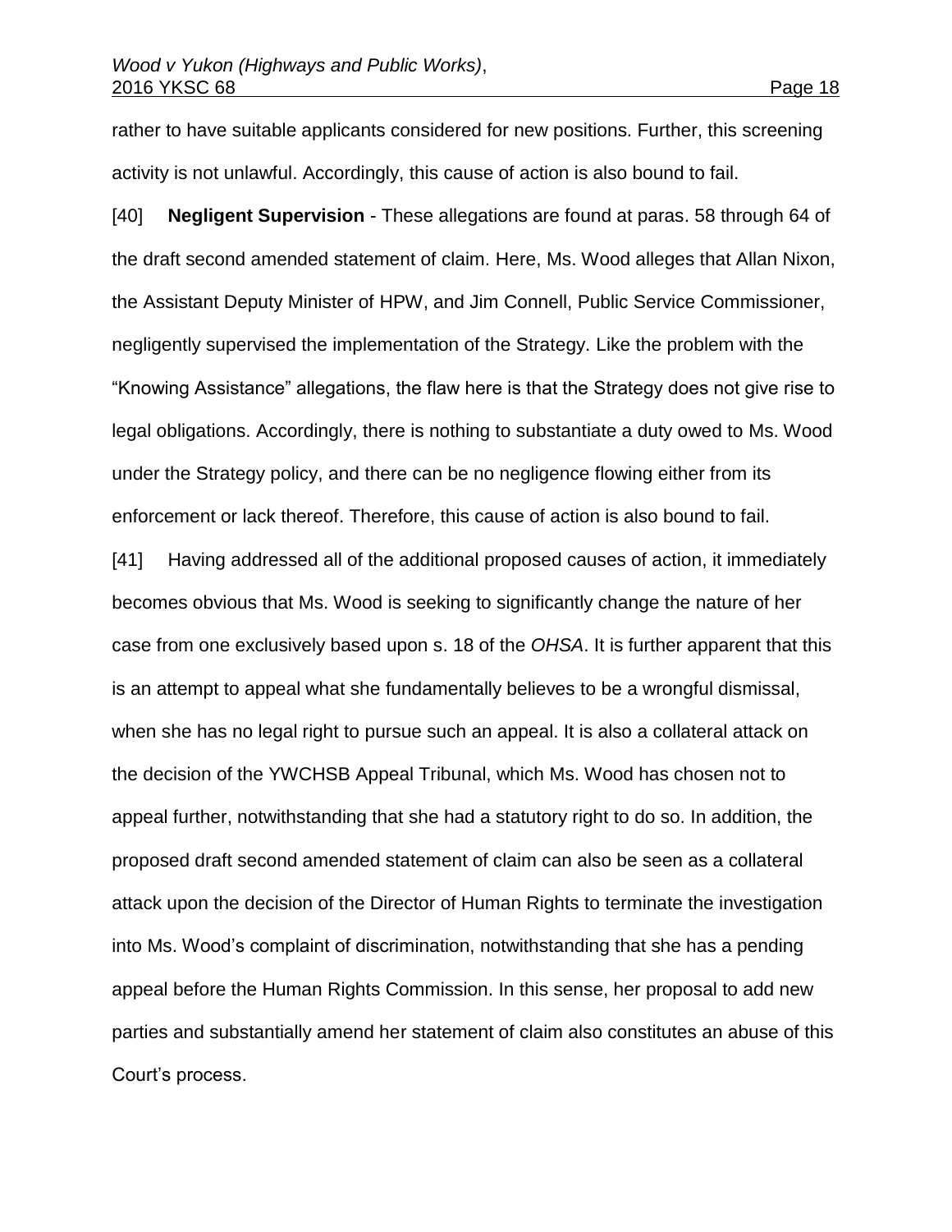rather to have suitable applicants considered for new positions. Further, this screening activity is not unlawful. Accordingly, this cause of action is also bound to fail.

[40] **Negligent Supervision** - These allegations are found at paras. 58 through 64 of the draft second amended statement of claim. Here, Ms. Wood alleges that Allan Nixon, the Assistant Deputy Minister of HPW, and Jim Connell, Public Service Commissioner, negligently supervised the implementation of the Strategy. Like the problem with the "Knowing Assistance" allegations, the flaw here is that the Strategy does not give rise to legal obligations. Accordingly, there is nothing to substantiate a duty owed to Ms. Wood under the Strategy policy, and there can be no negligence flowing either from its enforcement or lack thereof. Therefore, this cause of action is also bound to fail.

[41] Having addressed all of the additional proposed causes of action, it immediately becomes obvious that Ms. Wood is seeking to significantly change the nature of her case from one exclusively based upon s. 18 of the *OHSA*. It is further apparent that this is an attempt to appeal what she fundamentally believes to be a wrongful dismissal, when she has no legal right to pursue such an appeal. It is also a collateral attack on the decision of the YWCHSB Appeal Tribunal, which Ms. Wood has chosen not to appeal further, notwithstanding that she had a statutory right to do so. In addition, the proposed draft second amended statement of claim can also be seen as a collateral attack upon the decision of the Director of Human Rights to terminate the investigation into Ms. Wood's complaint of discrimination, notwithstanding that she has a pending appeal before the Human Rights Commission. In this sense, her proposal to add new parties and substantially amend her statement of claim also constitutes an abuse of this Court's process.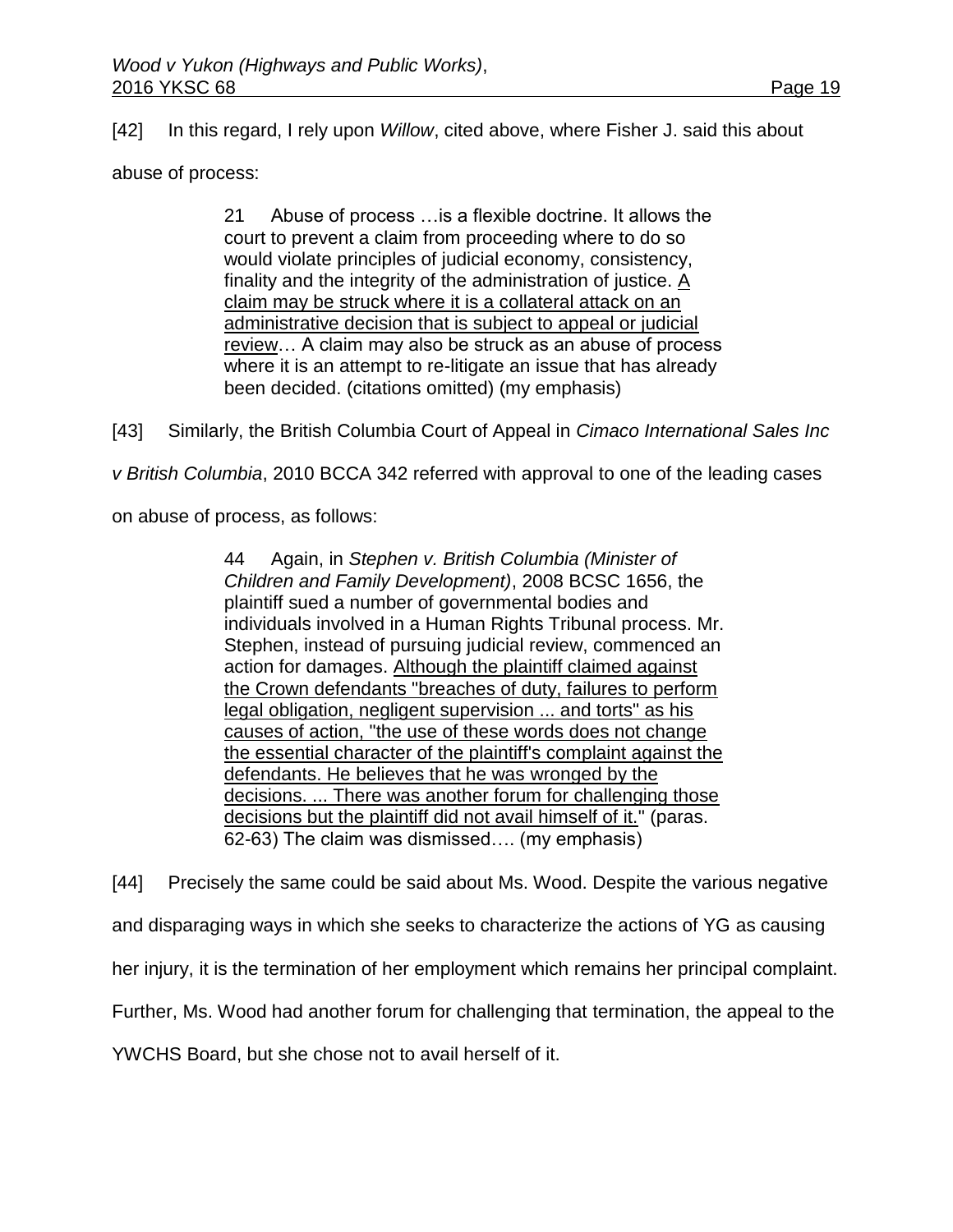[42] In this regard, I rely upon *Willow*, cited above, where Fisher J. said this about abuse of process:

> 21 Abuse of process …is a flexible doctrine. It allows the court to prevent a claim from proceeding where to do so would violate principles of judicial economy, consistency, finality and the integrity of the administration of justice. <u>A claim may be struck where it is a collateral attack on an administrative decision that is subject to appeal or judicial review</u>… A claim may also be struck as an abuse of process where it is an attempt to re-litigate an issue that has already been decided. (citations omitted) (my emphasis)

[43] Similarly, the British Columbia Court of Appeal in *Cimaco International Sales Inc v British Columbia*, 2010 BCCA 342 referred with approval to one of the leading cases on abuse of process, as follows:

> 44 Again, in *Stephen v. British Columbia (Minister of Children and Family Development)*, 2008 BCSC 1656, the plaintiff sued a number of governmental bodies and individuals involved in a Human Rights Tribunal process. Mr. Stephen, instead of pursuing judicial review, commenced an action for damages. <u>Although the plaintiff claimed against the Crown defendants "breaches of duty, failures to perform legal obligation, negligent supervision ... and torts" as his causes of action, "the use of these words does not change the essential character of the plaintiff's complaint against the defendants. He believes that he was wronged by the decisions. ... There was another forum for challenging those decisions but the plaintiff did not avail himself of it.</u>" (paras. 62-63) The claim was dismissed…. (my emphasis)

[44] Precisely the same could be said about Ms. Wood. Despite the various negative and disparaging ways in which she seeks to characterize the actions of YG as causing her injury, it is the termination of her employment which remains her principal complaint. Further, Ms. Wood had another forum for challenging that termination, the appeal to the YWCHS Board, but she chose not to avail herself of it.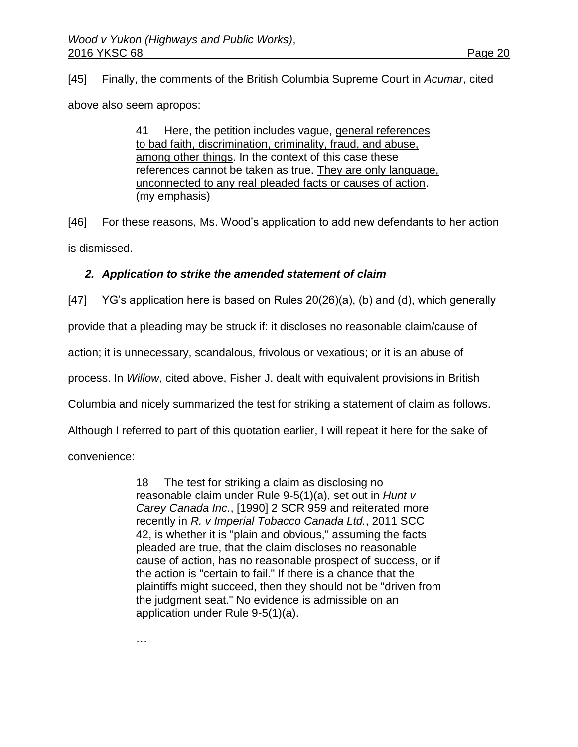[45] Finally, the comments of the British Columbia Supreme Court in *Acumar*, cited above also seem apropos:

> 41 Here, the petition includes vague, <u>general references to bad faith, discrimination, criminality, fraud, and abuse, among other things</u>. In the context of this case these references cannot be taken as true. <u>They are only language, unconnected to any real pleaded facts or causes of action</u>. (my emphasis)

[46] For these reasons, Ms. Wood's application to add new defendants to her action is dismissed.

### *2. Application to strike the amended statement of claim*

[47] YG's application here is based on Rules 20(26)(a), (b) and (d), which generally provide that a pleading may be struck if: it discloses no reasonable claim/cause of action; it is unnecessary, scandalous, frivolous or vexatious; or it is an abuse of process. In *Willow*, cited above, Fisher J. dealt with equivalent provisions in British Columbia and nicely summarized the test for striking a statement of claim as follows. Although I referred to part of this quotation earlier, I will repeat it here for the sake of convenience:

> 18 The test for striking a claim as disclosing no reasonable claim under Rule 9-5(1)(a), set out in *Hunt v Carey Canada Inc.*, [1990] 2 SCR 959 and reiterated more recently in *R. v Imperial Tobacco Canada Ltd.*, 2011 SCC 42, is whether it is "plain and obvious," assuming the facts pleaded are true, that the claim discloses no reasonable cause of action, has no reasonable prospect of success, or if the action is "certain to fail." If there is a chance that the plaintiffs might succeed, then they should not be "driven from the judgment seat." No evidence is admissible on an application under Rule 9-5(1)(a).
>
> …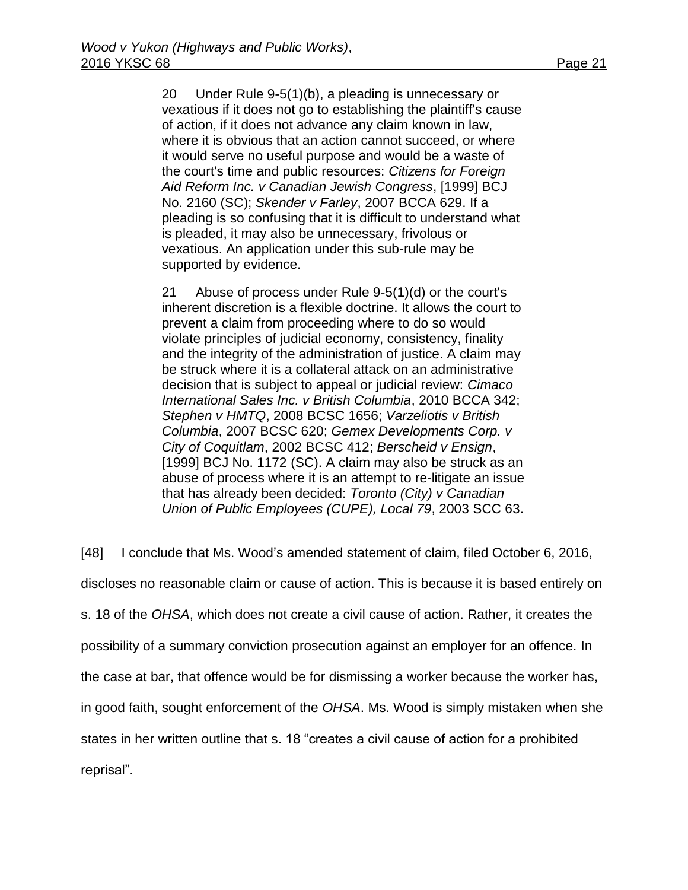> 20 Under Rule 9-5(1)(b), a pleading is unnecessary or vexatious if it does not go to establishing the plaintiff's cause of action, if it does not advance any claim known in law, where it is obvious that an action cannot succeed, or where it would serve no useful purpose and would be a waste of the court's time and public resources: *Citizens for Foreign Aid Reform Inc. v Canadian Jewish Congress*, [1999] BCJ No. 2160 (SC); *Skender v Farley*, 2007 BCCA 629. If a pleading is so confusing that it is difficult to understand what is pleaded, it may also be unnecessary, frivolous or vexatious. An application under this sub-rule may be supported by evidence.
>
> 21 Abuse of process under Rule 9-5(1)(d) or the court's inherent discretion is a flexible doctrine. It allows the court to prevent a claim from proceeding where to do so would violate principles of judicial economy, consistency, finality and the integrity of the administration of justice. A claim may be struck where it is a collateral attack on an administrative decision that is subject to appeal or judicial review: *Cimaco International Sales Inc. v British Columbia*, 2010 BCCA 342; *Stephen v HMTQ*, 2008 BCSC 1656; *Varzeliotis v British Columbia*, 2007 BCSC 620; *Gemex Developments Corp. v City of Coquitlam*, 2002 BCSC 412; *Berscheid v Ensign*, [1999] BCJ No. 1172 (SC). A claim may also be struck as an abuse of process where it is an attempt to re-litigate an issue that has already been decided: *Toronto (City) v Canadian Union of Public Employees (CUPE), Local 79*, 2003 SCC 63.

[48] I conclude that Ms. Wood's amended statement of claim, filed October 6, 2016, discloses no reasonable claim or cause of action. This is because it is based entirely on s. 18 of the *OHSA*, which does not create a civil cause of action. Rather, it creates the possibility of a summary conviction prosecution against an employer for an offence. In the case at bar, that offence would be for dismissing a worker because the worker has, in good faith, sought enforcement of the *OHSA*. Ms. Wood is simply mistaken when she states in her written outline that s. 18 "creates a civil cause of action for a prohibited reprisal".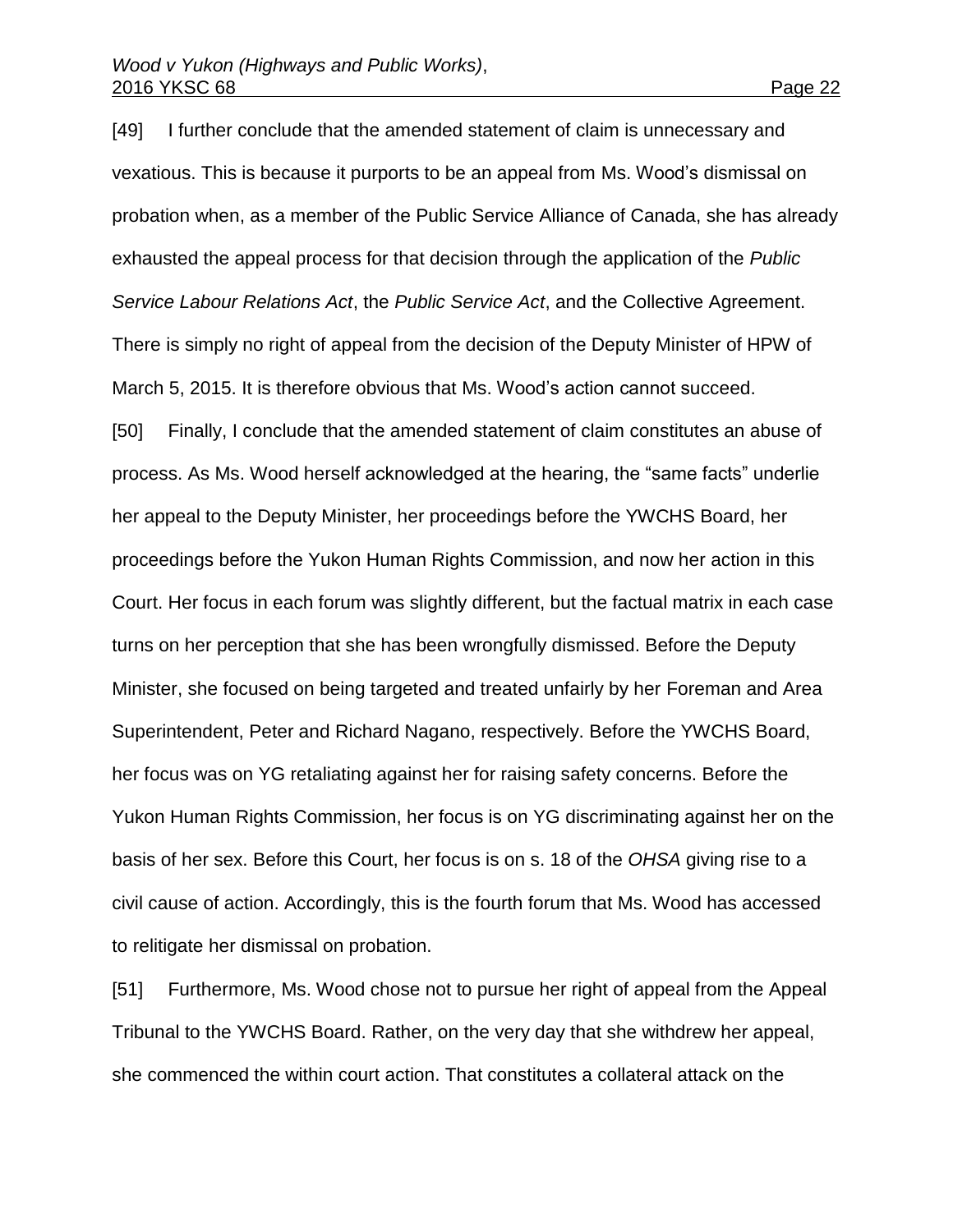[49] I further conclude that the amended statement of claim is unnecessary and vexatious. This is because it purports to be an appeal from Ms. Wood's dismissal on probation when, as a member of the Public Service Alliance of Canada, she has already exhausted the appeal process for that decision through the application of the *Public Service Labour Relations Act*, the *Public Service Act*, and the Collective Agreement. There is simply no right of appeal from the decision of the Deputy Minister of HPW of March 5, 2015. It is therefore obvious that Ms. Wood's action cannot succeed.

[50] Finally, I conclude that the amended statement of claim constitutes an abuse of process. As Ms. Wood herself acknowledged at the hearing, the "same facts" underlie her appeal to the Deputy Minister, her proceedings before the YWCHS Board, her proceedings before the Yukon Human Rights Commission, and now her action in this Court. Her focus in each forum was slightly different, but the factual matrix in each case turns on her perception that she has been wrongfully dismissed. Before the Deputy Minister, she focused on being targeted and treated unfairly by her Foreman and Area Superintendent, Peter and Richard Nagano, respectively. Before the YWCHS Board, her focus was on YG retaliating against her for raising safety concerns. Before the Yukon Human Rights Commission, her focus is on YG discriminating against her on the basis of her sex. Before this Court, her focus is on s. 18 of the *OHSA* giving rise to a civil cause of action. Accordingly, this is the fourth forum that Ms. Wood has accessed to relitigate her dismissal on probation.

[51] Furthermore, Ms. Wood chose not to pursue her right of appeal from the Appeal Tribunal to the YWCHS Board. Rather, on the very day that she withdrew her appeal, she commenced the within court action. That constitutes a collateral attack on the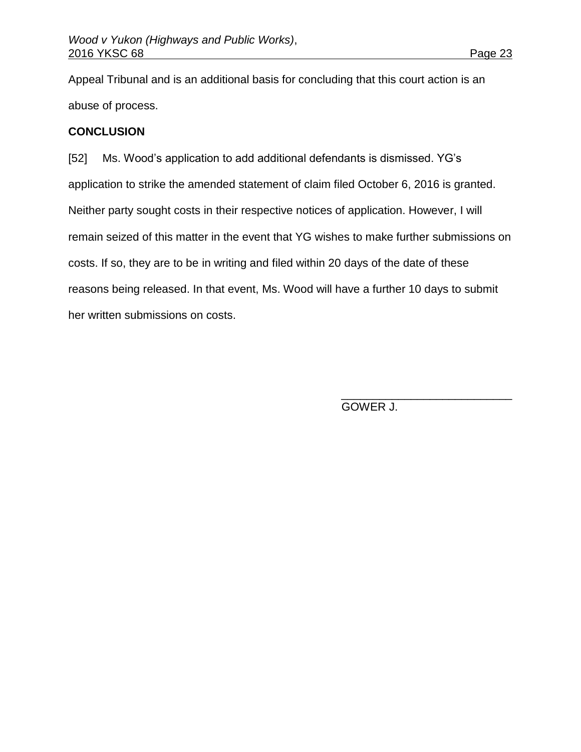Appeal Tribunal and is an additional basis for concluding that this court action is an abuse of process.

## CONCLUSION

[52] Ms. Wood's application to add additional defendants is dismissed. YG's application to strike the amended statement of claim filed October 6, 2016 is granted. Neither party sought costs in their respective notices of application. However, I will remain seized of this matter in the event that YG wishes to make further submissions on costs. If so, they are to be in writing and filed within 20 days of the date of these reasons being released. In that event, Ms. Wood will have a further 10 days to submit her written submissions on costs.

___________________________

GOWER J.